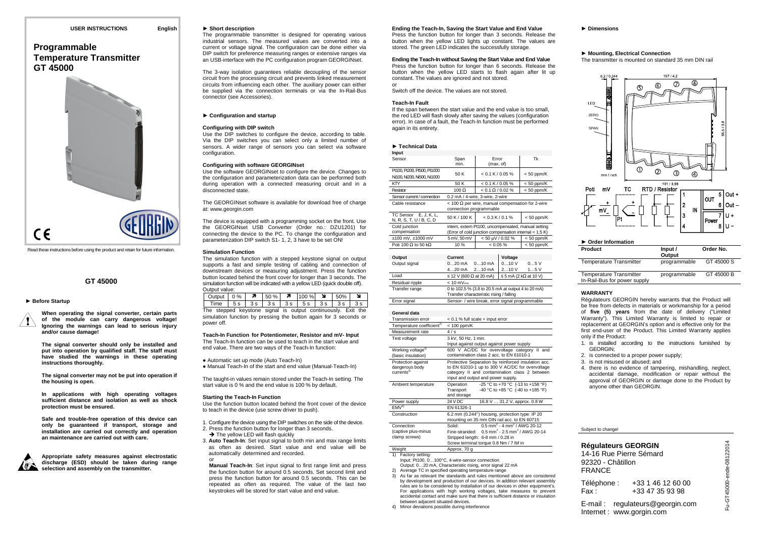USER INSTRUCTIONS English

# Programmable Temperature Transmitter GT 45000

Read these instructions before using the product and retain for future information.

## GT 45000

### ► Before Startup

**When operating the signal converter, certain parts of the module can carry dangerous voltage! Ignoring the warnings can lead to serious injury and/or cause damage!**

**The signal converter should only be installed and put into operation by qualified staff. The staff must have studied the warnings in these operating instructions thoroughly.**

**The signal converter may not be put into operation if the housing is open.**

**In applications with high operating voltages sufficient distance and isolation as well as shock protection must be ensured.**

**Safe and trouble-free operation of this device can only be guaranteed if transport, storage and installation are carried out correctly and operation an maintenance are carried out with care.**

**Appropriate safety measures against electrostatic discharge (ESD) should be taken during range selection and assembly on the transmitter.**

### ► Short description

The programmable transmitter is designed for operating various industrial sensors. The measured values are converted into a current or voltage signal. The configuration can be done either via DIP switch for preference measuring ranges or extensive ranges via an USB-interface with the PC configuration program GEORGINset.

The 3-way isolation guarantees reliable decoupling of the sensor circuit from the processing circuit and prevents linked measurement circuits from influencing each other. The auxiliary power can either be supplied via the connection terminals or via the In-Rail-Bus connector (see Accessories).

### ► Configuration and startup

#### Configuring with DIP switch

Use the DIP switches to configure the device, according to table. Via the DIP switches you can select only a limited number of sensors. A wider range of sensors you can select via software configuration.

#### Configuring with software GEORGINset

Use the software GEORGINset to configure the device. Changes to the configuration and parameterization data can be performed both during operation with a connected measuring circuit and in a disconnected state.

The GEORGINset software is available for download free of charge at: www.georgin.com

The device is equipped with a programming socket on the front. Use the GEORGINset USB Converter (Order no.: DZU1201) for connecting the device to the PC. To change the configuration and parameterization DIP switch S1- 1, 2, 3 have to be set ON!

#### Simulation Function

The simulation function with a stepped keystone signal on output supports a fast and simple testing of cabling and connection of downstream devices or measuring adjustment. Press the function button located behind the front cover for longer than 3 seconds. The simulation function will be indicated with a yellow LED (quick double off).
Output value:

| Output | 0 % | ↗ | 50 % | ↗ | 100 % | ↘ | 50% | ↘ |
|---|---|---|---|---|---|---|---|---|
| Time | 5 s | 3 s | 3 s | 3 s | 5 s | 3 s | 3 s | 3 s |

The stepped keystone signal is output continuously. Exit the simulation function by pressing the button again for 3 seconds or power off.

#### Teach-In Function for Potentiometer, Resistor and mV- Input

The Teach-In function can be used to teach in the start value and end value. There are two ways of the Teach-In function:

- Automatic set up mode (Auto Teach-In)
- Manual Teach-In of the start and end value (Manual-Teach-In)

The taught-in values remain stored under the Teach-In setting. The start value is 0 % and the end value is 100 % by default.

#### Starting the Teach-In Function

Use the function button located behind the front cover of the device to teach in the device (use screw driver to push).

1. Configure the device using the DIP switches on the side of the device.
2. Press the function button for longer than 3 seconds.
   → The yellow LED will flash quickly
3. **Auto Teach-In**: Set input signal to both min and max range limits as often as desired. Start value and end value will be automatically determined and recorded.
   or
   **Manual Teach-In**: Set input signal to first range limit and press the function button for around 0.5 seconds. Set second limit and press the function button for around 0.5 seconds. This can be repeated as often as required. The value of the last two keystrokes will be stored for start value and end value.

#### Ending the Teach-In, Saving the Start Value and End Value

Press the function button for longer than 3 seconds. Release the button when the yellow LED lights up constant. The values are stored. The green LED indicates the successfully storage.

#### Ending the Teach-In without Saving the Start Value and End Value

Press the function button for longer than 6 seconds. Release the button when the yellow LED starts to flash again after lit up constant. The values are ignored and not stored.
or
Switch off the device. The values are not stored.

#### Teach-In Fault

If the span between the start value and the end value is too small, the red LED will flash slowly after saving the values (configuration error). In case of a fault, the Teach-In function must be performed again in its entirety.

### ► Technical Data

| Input | | | |
|---|---|---|---|
| Sensor | Span min. | Error (max. of) | Tk |
| Pt100, Pt200, Pt500, Pt1000 Ni100, Ni200, Ni500, Ni1000 | 50 K | < 0.1 K / 0.05 % | < 50 ppm/K |
| KTY | 50 K | < 0.1 K / 0.05 % | < 50 ppm/K |
| Resistor | 100 Ω | < 0.1 Ω / 0.02 % | < 50 ppm/K |
| Sensor current / connection | 0.2 mA / 4-wire, 3-wire, 2-wire | | |
| Cable resistance | < 100 Ω per wire, manual compensation for 2-wire connection programmable | | |
| TC Sensor E, J, K, L, N, R, S, T, U / B, C, D | 50 K / 100 K | < 0.3 K / 0.1 % | < 50 ppm/K |
| Cold junction compensation | intern, extern Pt100, uncompensated, manual setting (Error of cold junction compensation internal < 1.5 K) | | |
| ±100 mV, ±1000 mV | 5 mV, 50 mV | < 50 µV / 0.02 % | < 50 ppm/K |
| Poti 100 Ω to 50 kΩ | 10 % | < 0.05 % | < 50 ppm/K |

| Output | Current | | Voltage | |
|---|---|---|---|---|
| Output signal | 0…20 mA | 0…10 mA | 0…10 V | 0…5 V |
| | 4…20 mA | 2…10 mA | 2…10 V | 1…5 V |
| Load | ≤ 12 V (600 Ω at 20 mA) | | ≤ 5 mA (2 kΩ at 10 V) | |
| Residual ripple | < 10 $mV_{rms}$ | | | |
| Transfer range | 0 to 102.5 % (3.8 to 20.5 mA at output 4 to 20 mA) Transfer characteristic rising / falling | | | |
| Error signal | Sensor- / wire break, error signal programmable | | | |

| General data | |
|---|---|
| Transmission error | < 0.1 % full scale + input error |
| Temperature coefficient[2] | < 100 ppm/K |
| Measurement rate | 4 / s |
| Test voltage | 3 kV, 50 Hz, 1 min. Input against output against power supply |
| Working voltage[3] (basic insulation) | 600 V AC/DC for overvoltage category II and contamination class 2 acc. to EN 61010-1 |
| Protection against dangerous body currents[3] | Protective Separation by reinforced insulation acc. to EN 61010-1 up to 300 V AC/DC for overvoltage category II and contamination class 2 between input and output and power supply. |
| Ambient temperature | Operation -25 °C to +70 °C (-13 to +158 °F); Transport and storage -40 °C to +85 °C (-40 to +185 °F) |
| Power supply | 24 V DC 16.8 V … 31.2 V, approx. 0.8 W |
| EMV[4] | EN 61326-1 |
| Construction | 6.2 mm (0.244") housing, protection type: IP 20 mounting on 35 mm DIN rail acc. to EN 60715 |
| Connection (captive plus-minus clamp screws) | Solid: 0.5 $mm^2$ - 4 $mm^2$ / AWG 20-12; Fine-stranded: 0.5 $mm^2$ - 2.5 $mm^2$ / AWG 20-14; Stripped length: 6-8 mm / 0.28 in; Screw terminal torque 0.8 Nm / 7 lbf in |
| Weight | Approx. 70 g |

1) Factory setting:
Input: Pt100, 0…100°C, 4-wire-sensor connection
Output: 0…20 mA, Characteristic rising, error signal 22 mA
2) Average TC in specified operating temperature range
3) As far as relevant the standards and rules mentioned above are considered by development and production of our devices. In addition relevant assembly rules are to be considered by installation of our devices in other equipment's. For applications with high working voltages, take measures to prevent accidental contact and make sure that there is sufficient distance or insulation between adjacent situated devices.
4) Minor deviations possible during interference

### ► Dimensions

### ► Mounting, Electrical Connection

The transmitter is mounted on standard 35 mm DIN rail

6.2 / 0.244 — 107 / 4.2 — 96.5 / 3.8 — 101 / 3.98 — mm / inch — LED — ZERO — SPAN

Poti — mV — TC — RTD / Resistor — IN (1, 2, 3, 4) — OUT 5 Out +, 6 Out – — Power 7 U +, 8 U –

### ► Order Information

| Product | Input / Output | Order No. |
|---|---|---|
| Temperature Transmitter | programmable | GT 45000 S |
| Temperature Transmitter In-Rail-Bus for power supply | programmable | GT 45000 B |

#### WARRANTY

Régulateurs GEORGIN hereby warrants that the Product will be free from defects in materials or workmanship for a period of **five (5) years** from the date of delivery ("Limited Warranty"). This Limited Warranty is limited to repair or replacement at GEORGIN's option and is effective only for the first end-user of the Product. This Limited Warranty applies only if the Product:

1. is installed according to the instructions furnished by GEORGIN;
2. is connected to a proper power supply;
3. is not misused or abused; and
4. there is no evidence of tampering, mishandling, neglect, accidental damage, modification or repair without the approval of GEORGIN or damage done to the Product by anyone other than GEORGIN.

Subject to change!

**Régulateurs GEORGIN**
14-16 Rue Pierre Sémard
92320 - Châtillon
FRANCE

Téléphone : +33 1 46 12 60 00
Fax : +33 47 35 93 98

E-mail : regulateurs@georgin.com
Internet : www.gorgin.com

Fu-GT45000-ende-08122014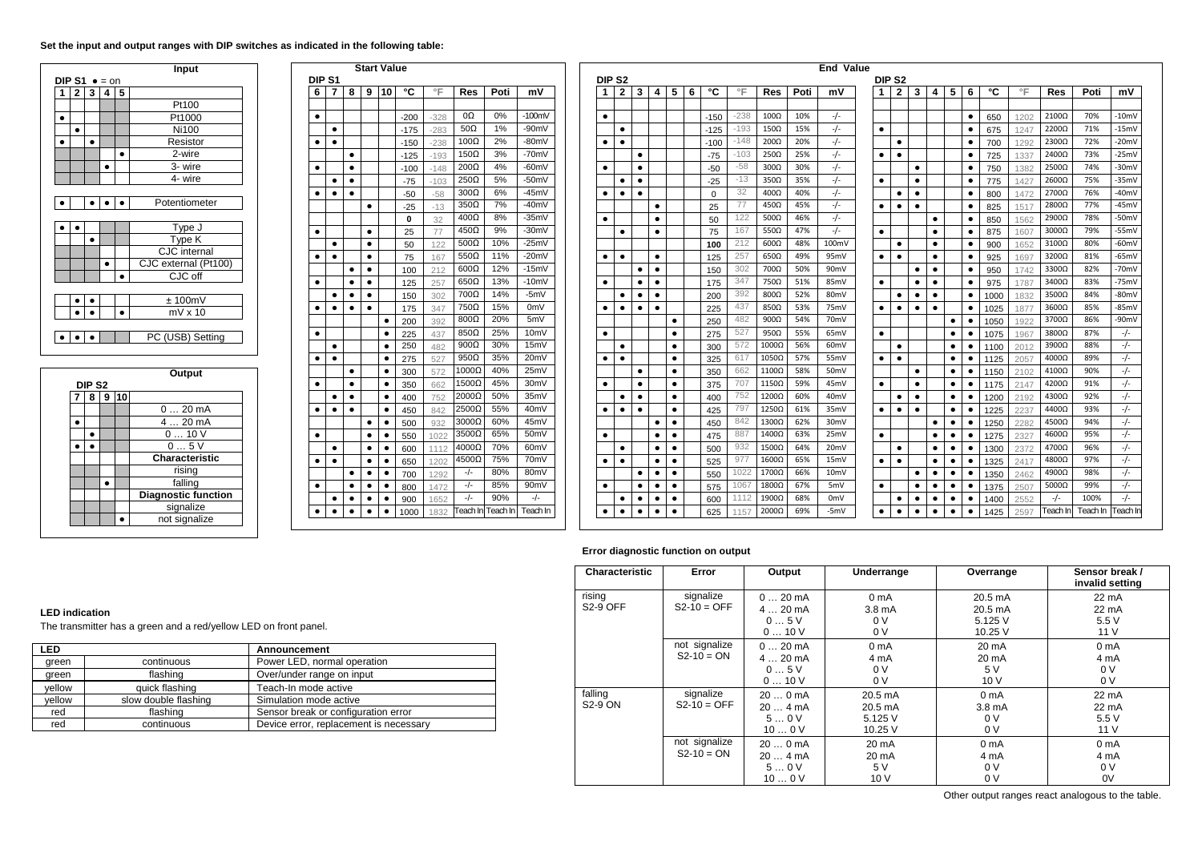**Set the input and output ranges with DIP switches as indicated in the following table:**

**Input**

DIP S1 ● = on

| 1 | 2 | 3 | 4 | 5 | Input |
|---|---|---|---|---|---|
| | | | | | Pt100 |
| ● | | | | | Pt1000 |
| | ● | | | | Ni100 |
| ● | | ● | | | Resistor |
| | | | | ● | 2-wire |
| | | | ● | | 3- wire |
| | | | | | 4- wire |
| ● | | ● | ● | ● | Potentiometer |
| ● | ● | | | | Type J |
| | | ● | | | Type K |
| | | | | | CJC internal |
| | | | ● | | CJC external (Pt100) |
| | | | | ● | CJC off |
| | ● | ● | | | ± 100mV |
| | ● | ● | | ● | mV x 10 |
| ● | ● | ● | | | PC (USB) Setting |

**Output**

DIP S2

| 7 | 8 | 9 | 10 | Output |
|---|---|---|---|---|
| | | | | 0 … 20 mA |
| ● | | | | 4 … 20 mA |
| | ● | | | 0 … 10 V |
| ● | ● | | | 0 … 5 V |
| | | | | **Characteristic** |
| | | | | rising |
| | | ● | | falling |
| | | | | **Diagnostic function** |
| | | | | signalize |
| | | | ● | not signalize |

**Start Value**

| DIP S1 6 | 7 | 8 | 9 | 10 | °C | °F | Res | Poti | mV |
|---|---|---|---|---|---|---|---|---|---|
| ● | | | | | -200 | -328 | 0Ω | 0% | -100mV |
| | ● | | | | -175 | -283 | 50Ω | 1% | -90mV |
| ● | ● | | | | -150 | -238 | 100Ω | 2% | -80mV |
| | | ● | | | -125 | -193 | 150Ω | 3% | -70mV |
| ● | | ● | | | -100 | -148 | 200Ω | 4% | -60mV |
| | ● | ● | | | -75 | -103 | 250Ω | 5% | -50mV |
| ● | ● | ● | | | -50 | -58 | 300Ω | 6% | -45mV |
| | | | ● | | -25 | -13 | 350Ω | 7% | -40mV |
| | | | | | **0** | 32 | 400Ω | 8% | -35mV |
| ● | | | ● | | 25 | 77 | 450Ω | 9% | -30mV |
| | ● | | ● | | 50 | 122 | 500Ω | 10% | -25mV |
| ● | ● | | ● | | 75 | 167 | 550Ω | 11% | -20mV |
| | | ● | ● | | 100 | 212 | 600Ω | 12% | -15mV |
| ● | | ● | ● | | 125 | 257 | 650Ω | 13% | -10mV |
| | ● | ● | ● | | 150 | 302 | 700Ω | 14% | -5mV |
| ● | ● | ● | ● | | 175 | 347 | 750Ω | 15% | 0mV |
| | | | | ● | 200 | 392 | 800Ω | 20% | 5mV |
| ● | | | | ● | 225 | 437 | 850Ω | 25% | 10mV |
| | ● | | | ● | 250 | 482 | 900Ω | 30% | 15mV |
| ● | ● | | | ● | 275 | 527 | 950Ω | 35% | 20mV |
| | | ● | | ● | 300 | 572 | 1000Ω | 40% | 25mV |
| ● | | ● | | ● | 350 | 662 | 1500Ω | 45% | 30mV |
| | ● | ● | | ● | 400 | 752 | 2000Ω | 50% | 35mV |
| ● | ● | ● | | ● | 450 | 842 | 2500Ω | 55% | 40mV |
| | | | ● | ● | 500 | 932 | 3000Ω | 60% | 45mV |
| ● | | | ● | ● | 550 | 1022 | 3500Ω | 65% | 50mV |
| | ● | | ● | ● | 600 | 1112 | 4000Ω | 70% | 60mV |
| ● | ● | | ● | ● | 650 | 1202 | 4500Ω | 75% | 70mV |
| | | ● | ● | ● | 700 | 1292 | -/- | 80% | 80mV |
| ● | | ● | ● | ● | 800 | 1472 | -/- | 85% | 90mV |
| | ● | ● | ● | ● | 900 | 1652 | -/- | 90% | -/- |
| ● | ● | ● | ● | ● | 1000 | 1832 | Teach In | Teach In | Teach In |

**End Value**

| DIP S2 1 | 2 | 3 | 4 | 5 | 6 | °C | °F | Res | Poti | mV |
|---|---|---|---|---|---|---|---|---|---|---|
| ● | | | | | | -150 | -238 | 100Ω | 10% | -/- |
| | ● | | | | | -125 | -193 | 150Ω | 15% | -/- |
| ● | ● | | | | | -100 | -148 | 200Ω | 20% | -/- |
| | | ● | | | | -75 | -103 | 250Ω | 25% | -/- |
| ● | | ● | | | | -50 | -58 | 300Ω | 30% | -/- |
| | ● | ● | | | | -25 | -13 | 350Ω | 35% | -/- |
| ● | ● | ● | | | | 0 | 32 | 400Ω | 40% | -/- |
| | | | ● | | | 25 | 77 | 450Ω | 45% | -/- |
| ● | | | ● | | | 50 | 122 | 500Ω | 46% | -/- |
| | ● | | ● | | | 75 | 167 | 550Ω | 47% | -/- |
| | | | | | | **100** | 212 | 600Ω | 48% | 100mV |
| ● | ● | | ● | | | 125 | 257 | 650Ω | 49% | 95mV |
| | | ● | ● | | | 150 | 302 | 700Ω | 50% | 90mV |
| ● | | ● | ● | | | 175 | 347 | 750Ω | 51% | 85mV |
| | ● | ● | ● | | | 200 | 392 | 800Ω | 52% | 80mV |
| ● | ● | ● | ● | | | 225 | 437 | 850Ω | 53% | 75mV |
| | | | | ● | | 250 | 482 | 900Ω | 54% | 70mV |
| ● | | | | ● | | 275 | 527 | 950Ω | 55% | 65mV |
| | ● | | | ● | | 300 | 572 | 1000Ω | 56% | 60mV |
| ● | ● | | | ● | | 325 | 617 | 1050Ω | 57% | 55mV |
| | | ● | | ● | | 350 | 662 | 1100Ω | 58% | 50mV |
| ● | | ● | | ● | | 375 | 707 | 1150Ω | 59% | 45mV |
| | ● | ● | | ● | | 400 | 752 | 1200Ω | 60% | 40mV |
| ● | ● | ● | | ● | | 425 | 797 | 1250Ω | 61% | 35mV |
| | | | ● | ● | | 450 | 842 | 1300Ω | 62% | 30mV |
| ● | | | ● | ● | | 475 | 887 | 1400Ω | 63% | 25mV |
| | ● | | ● | ● | | 500 | 932 | 1500Ω | 64% | 20mV |
| ● | ● | | ● | ● | | 525 | 977 | 1600Ω | 65% | 15mV |
| | | ● | ● | ● | | 550 | 1022 | 1700Ω | 66% | 10mV |
| ● | | ● | ● | ● | | 575 | 1067 | 1800Ω | 67% | 5mV |
| | ● | ● | ● | ● | | 600 | 1112 | 1900Ω | 68% | 0mV |
| ● | ● | ● | ● | ● | | 625 | 1157 | 2000Ω | 69% | -5mV |
| | | | | | ● | 650 | 1202 | 2100Ω | 70% | -10mV |
| ● | | | | | ● | 675 | 1247 | 2200Ω | 71% | -15mV |
| | ● | | | | ● | 700 | 1292 | 2300Ω | 72% | -20mV |
| ● | ● | | | | ● | 725 | 1337 | 2400Ω | 73% | -25mV |
| | | ● | | | ● | 750 | 1382 | 2500Ω | 74% | -30mV |
| ● | | ● | | | ● | 775 | 1427 | 2600Ω | 75% | -35mV |
| | ● | ● | | | ● | 800 | 1472 | 2700Ω | 76% | -40mV |
| ● | ● | ● | | | ● | 825 | 1517 | 2800Ω | 77% | -45mV |
| | | | ● | | ● | 850 | 1562 | 2900Ω | 78% | -50mV |
| ● | | | ● | | ● | 875 | 1607 | 3000Ω | 79% | -55mV |
| | ● | | ● | | ● | 900 | 1652 | 3100Ω | 80% | -60mV |
| ● | ● | | ● | | ● | 925 | 1697 | 3200Ω | 81% | -65mV |
| | | ● | ● | | ● | 950 | 1742 | 3300Ω | 82% | -70mV |
| ● | | ● | ● | | ● | 975 | 1787 | 3400Ω | 83% | -75mV |
| | ● | ● | ● | | ● | 1000 | 1832 | 3500Ω | 84% | -80mV |
| ● | ● | ● | ● | | ● | 1025 | 1877 | 3600Ω | 85% | -85mV |
| | | | | ● | ● | 1050 | 1922 | 3700Ω | 86% | -90mV |
| ● | | | | ● | ● | 1075 | 1967 | 3800Ω | 87% | -/- |
| | ● | | | ● | ● | 1100 | 2012 | 3900Ω | 88% | -/- |
| ● | ● | | | ● | ● | 1125 | 2057 | 4000Ω | 89% | -/- |
| | | ● | | ● | ● | 1150 | 2102 | 4100Ω | 90% | -/- |
| ● | | ● | | ● | ● | 1175 | 2147 | 4200Ω | 91% | -/- |
| | ● | ● | | ● | ● | 1200 | 2192 | 4300Ω | 92% | -/- |
| ● | ● | ● | | ● | ● | 1225 | 2237 | 4400Ω | 93% | -/- |
| | | | ● | ● | ● | 1250 | 2282 | 4500Ω | 94% | -/- |
| ● | | | ● | ● | ● | 1275 | 2327 | 4600Ω | 95% | -/- |
| | ● | | ● | ● | ● | 1300 | 2372 | 4700Ω | 96% | -/- |
| ● | ● | | ● | ● | ● | 1325 | 2417 | 4800Ω | 97% | -/- |
| | | ● | ● | ● | ● | 1350 | 2462 | 4900Ω | 98% | -/- |
| ● | | ● | ● | ● | ● | 1375 | 2507 | 5000Ω | 99% | -/- |
| | ● | ● | ● | ● | ● | 1400 | 2552 | -/- | 100% | -/- |
| ● | ● | ● | ● | ● | ● | 1425 | 2597 | Teach In | Teach In | Teach In |

**LED indication**

The transmitter has a green and a red/yellow LED on front panel.

| LED | | Announcement |
|---|---|---|
| green | continuous | Power LED, normal operation |
| green | flashing | Over/under range on input |
| yellow | quick flashing | Teach-In mode active |
| yellow | slow double flashing | Simulation mode active |
| red | flashing | Sensor break or configuration error |
| red | continuous | Device error, replacement is necessary |

**Error diagnostic function on output**

| Characteristic | Error | Output | Underrange | Overrange | Sensor break / invalid setting |
|---|---|---|---|---|---|
| rising S2-9 OFF | signalize S2-10 = OFF | 0 … 20 mA<br>4 … 20 mA<br>0 … 5 V<br>0 … 10 V | 0 mA<br>3.8 mA<br>0 V<br>0 V | 20.5 mA<br>20.5 mA<br>5.125 V<br>10.25 V | 22 mA<br>22 mA<br>5.5 V<br>11 V |
| | not signalize S2-10 = ON | 0 … 20 mA<br>4 … 20 mA<br>0 … 5 V<br>0 … 10 V | 0 mA<br>4 mA<br>0 V<br>0 V | 20 mA<br>20 mA<br>5 V<br>10 V | 0 mA<br>4 mA<br>0 V<br>0 V |
| falling S2-9 ON | signalize S2-10 = OFF | 20 … 0 mA<br>20 … 4 mA<br>5 … 0 V<br>10 … 0 V | 20.5 mA<br>20.5 mA<br>5.125 V<br>10.25 V | 0 mA<br>3.8 mA<br>0 V<br>0 V | 22 mA<br>22 mA<br>5.5 V<br>11 V |
| | not signalize S2-10 = ON | 20 … 0 mA<br>20 … 4 mA<br>5 … 0 V<br>10 … 0 V | 20 mA<br>20 mA<br>5 V<br>10 V | 0 mA<br>4 mA<br>0 V<br>0 V | 0 mA<br>4 mA<br>0 V<br>0V |

Other output ranges react analogous to the table.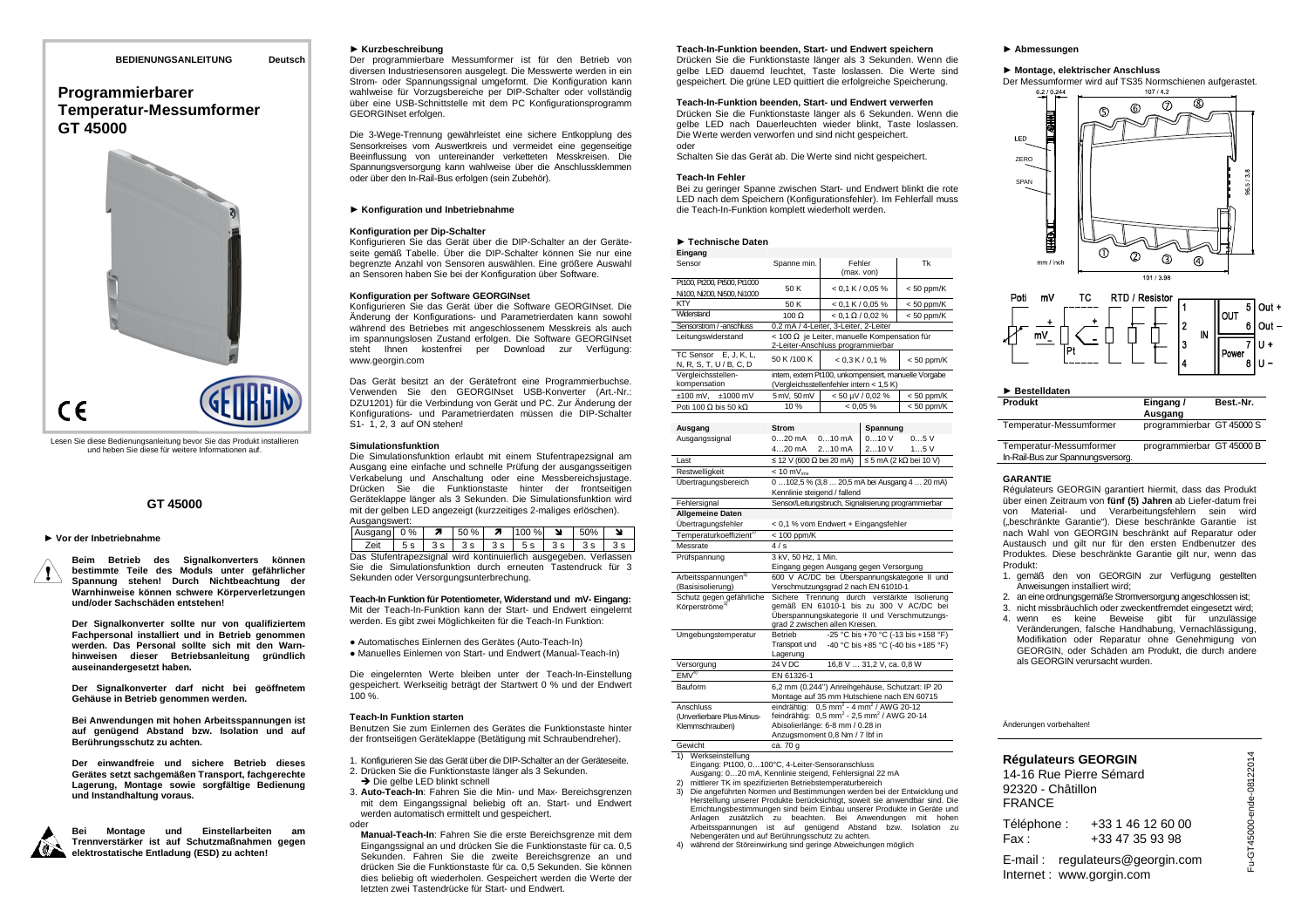**BEDIENUNGSANLEITUNG** **Deutsch**

# Programmierbarer Temperatur-Messumformer GT 45000

CE

Lesen Sie diese Bedienungsanleitung bevor Sie das Produkt installieren und heben Sie diese für weitere Informationen auf.

## GT 45000

### ► Vor der Inbetriebnahme

**Beim Betrieb des Signalkonverters können bestimmte Teile des Moduls unter gefährlicher Spannung stehen! Durch Nichtbeachtung der Warnhinweise können schwere Körperverletzungen und/oder Sachschäden entstehen!**

**Der Signalkonverter sollte nur von qualifiziertem Fachpersonal installiert und in Betrieb genommen werden. Das Personal sollte sich mit den Warnhinweisen dieser Betriebsanleitung gründlich auseinandergesetzt haben.**

**Der Signalkonverter darf nicht bei geöffnetem Gehäuse in Betrieb genommen werden.**

**Bei Anwendungen mit hohen Arbeitsspannungen ist auf genügend Abstand bzw. Isolation und auf Berührungsschutz zu achten.**

**Der einwandfreie und sichere Betrieb dieses Gerätes setzt sachgemäßen Transport, fachgerechte Lagerung, Montage sowie sorgfältige Bedienung und Instandhaltung voraus.**

**Bei Montage und Einstellarbeiten am Trennverstärker ist auf Schutzmaßnahmen gegen elektrostatische Entladung (ESD) zu achten!**

### ► Kurzbeschreibung

Der programmierbare Messumformer ist für den Betrieb von diversen Industriesensoren ausgelegt. Die Messwerte werden in ein Strom- oder Spannungssignal umgeformt. Die Konfiguration kann wahlweise für Vorzugsbereiche per DIP-Schalter oder vollständig über eine USB-Schnittstelle mit dem PC Konfigurationsprogramm GEORGINset erfolgen.

Die 3-Wege-Trennung gewährleistet eine sichere Entkopplung des Sensorkreises vom Auswertkreis und vermeidet eine gegenseitige Beeinflussung von untereinander verketteten Messkreisen. Die Spannungsversorgung kann wahlweise über die Anschlussklemmen oder über den In-Rail-Bus erfolgen (sein Zubehör).

### ► Konfiguration und Inbetriebnahme

**Konfiguration per Dip-Schalter**

Konfigurieren Sie das Gerät über die DIP-Schalter an der Geräteseite gemäß Tabelle. Über die DIP-Schalter können Sie nur eine begrenzte Anzahl von Sensoren auswählen. Eine größere Auswahl an Sensoren haben Sie bei der Konfiguration über Software.

**Konfiguration per Software GEORGINset**

Konfigurieren Sie das Gerät über die Software GEORGINset. Die Änderung der Konfigurations- und Parametrierdaten kann sowohl während des Betriebes mit angeschlossenem Messkreis als auch im spannungslosen Zustand erfolgen. Die Software GEORGINset steht Ihnen kostenfrei per Download zur Verfügung: www.georgin.com

Das Gerät besitzt an der Gerätefront eine Programmierbuchse. Verwenden Sie den GEORGINset USB-Konverter (Art.-Nr.: DZU1201) für die Verbindung von Gerät und PC. Zur Änderung der Konfigurations- und Parametrierdaten müssen die DIP-Schalter S1- 1, 2, 3 auf ON stehen!

**Simulationsfunktion**

Die Simulationsfunktion erlaubt mit einem Stufentrapezsignal am Ausgang eine einfache und schnelle Prüfung der ausgangsseitigen Verkabelung und Anschaltung oder eine Messbereichsjustage. Drücken Sie die Funktionstaste hinter der frontseitigen Geräteklappe länger als 3 Sekunden. Die Simulationsfunktion wird mit der gelben LED angezeigt (kurzzeitiges 2-maliges erlöschen). Ausgangswert:

| Ausgang | 0 % | ↗ | 50 % | ↗ | 100 % | ↘ | 50% | ↘ |
|---|---|---|---|---|---|---|---|---|
| Zeit | 5 s | 3 s | 3 s | 3 s | 5 s | 3 s | 3 s | 3 s |

Das Stufentrapezsignal wird kontinuierlich ausgegeben. Verlassen Sie die Simulationsfunktion durch erneuten Tastendruck für 3 Sekunden oder Versorgungsunterbrechung.

**Teach-In Funktion für Potentiometer, Widerstand und mV- Eingang:**

Mit der Teach-In-Funktion kann der Start- und Endwert eingelernt werden. Es gibt zwei Möglichkeiten für die Teach-In Funktion:

- Automatisches Einlernen des Gerätes (Auto-Teach-In)
- Manuelles Einlernen von Start- und Endwert (Manual-Teach-In)

Die eingelernten Werte bleiben unter der Teach-In-Einstellung gespeichert. Werkseitig beträgt der Startwert 0 % und der Endwert 100 %.

**Teach-In Funktion starten**

Benutzen Sie zum Einlernen des Gerätes die Funktionstaste hinter der frontseitigen Geräteklappe (Betätigung mit Schraubendreher).

1. Konfigurieren Sie das Gerät über die DIP-Schalter an der Geräteseite.
2. Drücken Sie die Funktionstaste länger als 3 Sekunden.
   → Die gelbe LED blinkt schnell
3. **Auto-Teach-In**: Fahren Sie die Min- und Max- Bereichsgrenzen mit dem Eingangssignal beliebig oft an. Start- und Endwert werden automatisch ermittelt und gespeichert.

oder

**Manual-Teach-In**: Fahren Sie die erste Bereichsgrenze mit dem Eingangssignal an und drücken Sie die Funktionstaste für ca. 0,5 Sekunden. Fahren Sie die zweite Bereichsgrenze an und drücken Sie die Funktionstaste für ca. 0,5 Sekunden. Sie können dies beliebig oft wiederholen. Gespeichert werden die Werte der letzten zwei Tastendrücke für Start- und Endwert.

**Teach-In-Funktion beenden, Start- und Endwert speichern**

Drücken Sie die Funktionstaste länger als 3 Sekunden. Wenn die gelbe LED dauernd leuchtet, Taste loslassen. Die Werte sind gespeichert. Die grüne LED quittiert die erfolgreiche Speicherung.

**Teach-In-Funktion beenden, Start- und Endwert verwerfen**

Drücken Sie die Funktionstaste länger als 6 Sekunden. Wenn die gelbe LED nach Dauerleuchten wieder blinkt, Taste loslassen. Die Werte werden verworfen und sind nicht gespeichert.

oder

Schalten Sie das Gerät ab. Die Werte sind nicht gespeichert.

**Teach-In Fehler**

Bei zu geringer Spanne zwischen Start- und Endwert blinkt die rote LED nach dem Speichern (Konfigurationsfehler). Im Fehlerfall muss die Teach-In-Funktion komplett wiederholt werden.

### ► Technische Daten

| **Eingang** | | | |
|---|---|---|---|
| Sensor | Spanne min. | Fehler (max. von) | Tk |
| Pt100, Pt200, Pt500, Pt1000 Ni100, Ni200, Ni500, Ni1000 | 50 K | < 0,1 K / 0,05 % | < 50 ppm/K |
| KTY | 50 K | < 0,1 K / 0,05 % | < 50 ppm/K |
| Widerstand | 100 Ω | < 0,1 Ω / 0,02 % | < 50 ppm/K |
| Sensorstrom / -anschluss | 0,2 mA / 4-Leiter, 3-Leiter, 2-Leiter | | |
| Leitungswiderstand | < 100 Ω je Leiter, manuelle Kompensation für 2-Leiter-Anschluss programmierbar | | |
| TC Sensor E, J, K, L, N, R, S, T, U / B, C, D | 50 K /100 K | < 0,3 K / 0,1 % | < 50 ppm/K |
| Vergleichsstellen-kompensation | intern, extern Pt100, unkompensiert, manuelle Vorgabe (Vergleichsstellenfehler intern < 1,5 K) | | |
| ±100 mV, ±1000 mV | 5 mV, 50 mV | < 50 µV / 0,02 % | < 50 ppm/K |
| Poti 100 Ω bis 50 kΩ | 10 % | < 0,05 % | < 50 ppm/K |

| **Ausgang** | **Strom** | | **Spannung** | |
|---|---|---|---|---|
| Ausgangssignal | 0…20 mA | 0…10 mA | 0…10 V | 0…5 V |
| | 4…20 mA | 2…10 mA | 2…10 V | 1…5 V |
| Last | ≤ 12 V (600 Ω bei 20 mA) | | ≤ 5 mA (2 kΩ bei 10 V) | |
| Restwelligkeit | < 10 $mV_{rms}$ | | | |
| Übertragungsbereich | 0 …102,5 % (3,8 … 20,5 mA bei Ausgang 4 … 20 mA) Kennlinie steigend / fallend | | | |
| Fehlersignal | Sensor/Leitungsbruch, Signalisierung programmierbar | | | |
| **Allgemeine Daten** | | | | |
| Übertragungsfehler | < 0,1 % vom Endwert + Eingangsfehler | | | |
| Temperaturkoeffizient[2] | < 100 ppm/K | | | |
| Messrate | 4 / s | | | |
| Prüfspannung | 3 kV, 50 Hz, 1 Min. Eingang gegen Ausgang gegen Versorgung | | | |
| Arbeitsspannungen[3] (Basisisolierung) | 600 V AC/DC bei Überspannungskategorie II und Verschmutzungsgrad 2 nach EN 61010-1 | | | |
| Schutz gegen gefährliche Körperströme[3] | Sichere Trennung durch verstärkte Isolierung gemäß EN 61010-1 bis zu 300 V AC/DC bei Überspannungskategorie II und Verschmutzungsgrad 2 zwischen allen Kreisen. | | | |
| Umgebungstemperatur | Betrieb: -25 °C bis +70 °C (-13 bis +158 °F); Transport und Lagerung: -40 °C bis +85 °C (-40 bis +185 °F) | | | |
| Versorgung | 24 V DC | 16,8 V … 31,2 V, ca. 0,8 W | | |
| EMV[4] | EN 61326-1 | | | |
| Bauform | 6,2 mm (0.244") Anreihgehäuse, Schutzart: IP 20 Montage auf 35 mm Hutschiene nach EN 60715 | | | |
| Anschluss (Unverlierbare Plus-Minus-Klemmschrauben) | eindrähtig: 0,5 $mm^2$ - 4 $mm^2$ / AWG 20-12; feindrähtig: 0,5 $mm^2$ - 2,5 $mm^2$ / AWG 20-14; Abisolierlänge: 6-8 mm / 0.28 in; Anzugsmoment 0,8 Nm / 7 lbf in | | | |
| Gewicht | ca. 70 g | | | |

1) Werkseinstellung
Eingang: Pt100, 0…100°C, 4-Leiter-Sensoranschluss
Ausgang: 0…20 mA, Kennlinie steigend, Fehlersignal 22 mA
2) mittlerer TK im spezifizierten Betriebstemperaturbereich
3) Die angeführten Normen und Bestimmungen werden bei der Entwicklung und Herstellung unserer Produkte berücksichtigt, soweit sie anwendbar sind. Die Errichtungsbestimmungen sind beim Einbau unserer Produkte in Geräte und Anlagen zusätzlich zu beachten. Bei Anwendungen mit hohen Arbeitsspannungen ist auf genügend Abstand bzw. Isolation zu Nebengeräten und auf Berührungsschutz zu achten.
4) während der Störeinwirkung sind geringe Abweichungen möglich

### ► Abmessungen

### ► Montage, elektrischer Anschluss

Der Messumformer wird auf TS35 Normschienen aufgerastet.

6,2 / 0.244 — 107 / 4.2 — 96,5 / 3.8 — 101 / 3.98 — mm / inch

LED, ZERO, SPAN

Poti, mV, TC, RTD / Resistor — IN — OUT: 5 Out +, 6 Out – — Power: 7 U +, 8 U –

### ► Bestelldaten

| Produkt | Eingang / Ausgang | Best.-Nr. |
|---|---|---|
| Temperatur-Messumformer | programmierbar | GT 45000 S |
| Temperatur-Messumformer In-Rail-Bus zur Spannungsversorg. | programmierbar | GT 45000 B |

**GARANTIE**

Régulateurs GEORGIN garantiert hiermit, dass das Produkt über einen Zeitraum von **fünf (5) Jahren** ab Liefer-datum frei von Material- und Verarbeitungsfehlern sein wird („beschränkte Garantie"). Diese beschränkte Garantie ist nach Wahl von GEORGIN beschränkt auf Reparatur oder Austausch und gilt nur für den ersten Endbenutzer des Produktes. Diese beschränkte Garantie gilt nur, wenn das Produkt:

1. gemäß den von GEORGIN zur Verfügung gestellten Anweisungen installiert wird;
2. an eine ordnungsgemäße Stromversorgung angeschlossen ist;
3. nicht missbräuchlich oder zweckentfremdet eingesetzt wird;
4. wenn es keine Beweise gibt für unzulässige Veränderungen, falsche Handhabung, Vernachlässigung, Modifikation oder Reparatur ohne Genehmigung von GEORGIN, oder Schäden am Produkt, die durch andere als GEORGIN verursacht wurden.

Änderungen vorbehalten!

**Régulateurs GEORGIN**
14-16 Rue Pierre Sémard
92320 - Châtillon
FRANCE

Téléphone : +33 1 46 12 60 00
Fax : +33 47 35 93 98

E-mail : regulateurs@georgin.com
Internet : www.gorgin.com

Fu-GT45000-ende-08122014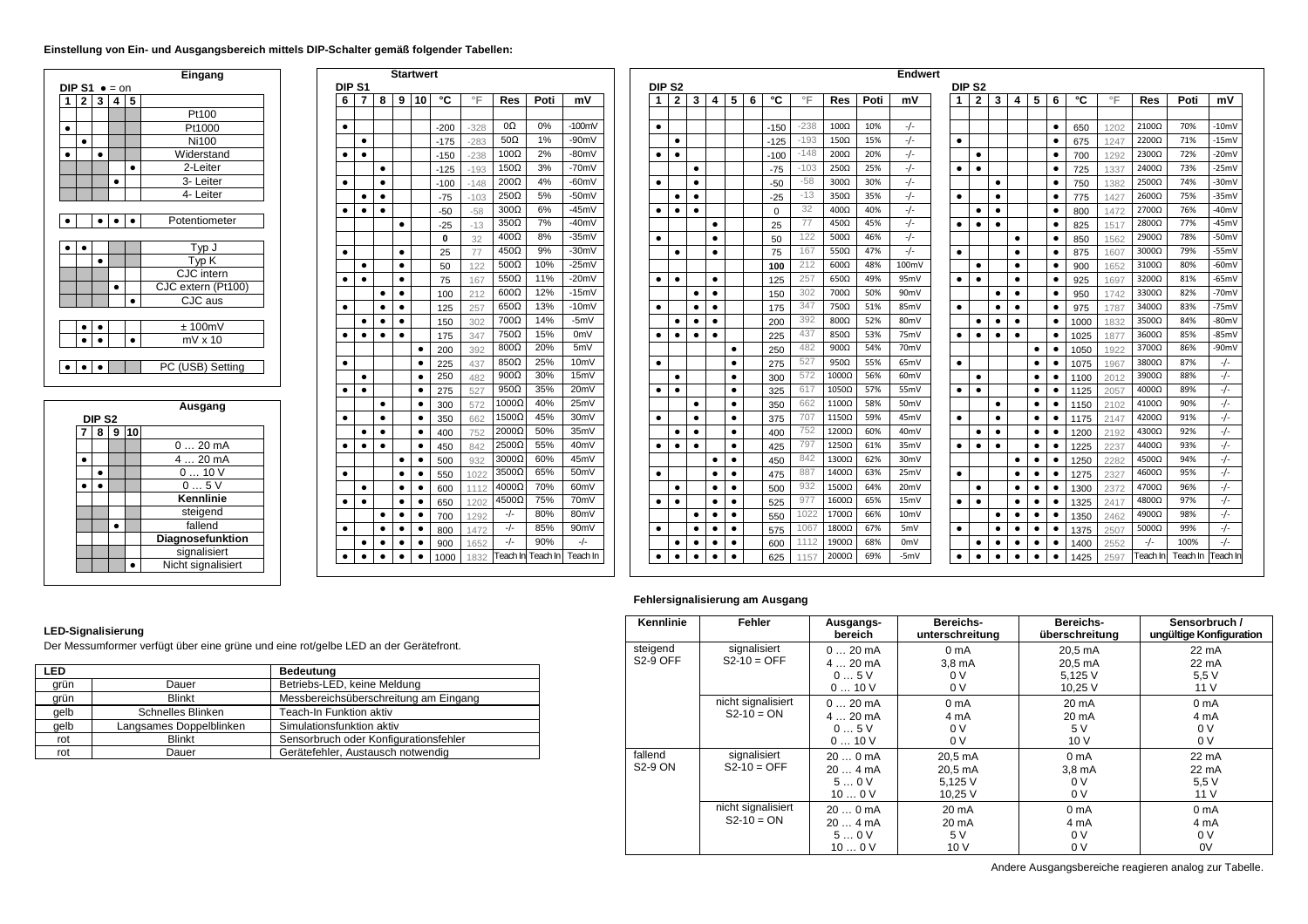**Einstellung von Ein- und Ausgangsbereich mittels DIP-Schalter gemäß folgender Tabellen:**

## Eingang

DIP S1 ● = on

| 1 | 2 | 3 | 4 | 5 | Eingang |
|---|---|---|---|---|---|
| | | | | | Pt100 |
| ● | | | | | Pt1000 |
| | ● | | | | Ni100 |
| ● | | ● | | | Widerstand |
| | | | | ● | 2-Leiter |
| | | | ● | | 3- Leiter |
| | | | | | 4- Leiter |
| ● | | ● | ● | ● | Potentiometer |
| ● | ● | | | | Typ J |
| | | ● | | | Typ K |
| | | | | | CJC intern |
| | | | ● | | CJC extern (Pt100) |
| | | | | ● | CJC aus |
| | ● | ● | | | ± 100mV |
| | ● | ● | | ● | mV x 10 |
| ● | ● | ● | | | PC (USB) Setting |

## Ausgang

DIP S2

| 7 | 8 | 9 | 10 | Ausgang |
|---|---|---|---|---|
| | | | | 0 … 20 mA |
| ● | | | | 4 … 20 mA |
| | ● | | | 0 … 10 V |
| ● | ● | | | 0 … 5 V |
| | | | | **Kennlinie** |
| | | | | steigend |
| | | ● | | fallend |
| | | | | **Diagnosefunktion** |
| | | | | signalisiert |
| | | | ● | Nicht signalisiert |

## Startwert

DIP S1

| 6 | 7 | 8 | 9 | 10 | °C | °F | Res | Poti | mV |
|---|---|---|---|---|---|---|---|---|---|
| ● | | | | | -200 | -328 | 0Ω | 0% | -100mV |
| | ● | | | | -175 | -283 | 50Ω | 1% | -90mV |
| ● | ● | | | | -150 | -238 | 100Ω | 2% | -80mV |
| | | ● | | | -125 | -193 | 150Ω | 3% | -70mV |
| ● | | ● | | | -100 | -148 | 200Ω | 4% | -60mV |
| | ● | ● | | | -75 | -103 | 250Ω | 5% | -50mV |
| ● | ● | ● | | | -50 | -58 | 300Ω | 6% | -45mV |
| | | | ● | | -25 | -13 | 350Ω | 7% | -40mV |
| | | | | | **0** | 32 | 400Ω | 8% | -35mV |
| ● | | | ● | | 25 | 77 | 450Ω | 9% | -30mV |
| | ● | | ● | | 50 | 122 | 500Ω | 10% | -25mV |
| ● | ● | | ● | | 75 | 167 | 550Ω | 11% | -20mV |
| | | ● | ● | | 100 | 212 | 600Ω | 12% | -15mV |
| ● | | ● | ● | | 125 | 257 | 650Ω | 13% | -10mV |
| | ● | ● | ● | | 150 | 302 | 700Ω | 14% | -5mV |
| ● | ● | ● | ● | | 175 | 347 | 750Ω | 15% | 0mV |
| | | | | ● | 200 | 392 | 800Ω | 20% | 5mV |
| ● | | | | ● | 225 | 437 | 850Ω | 25% | 10mV |
| | ● | | | ● | 250 | 482 | 900Ω | 30% | 15mV |
| ● | ● | | | ● | 275 | 527 | 950Ω | 35% | 20mV |
| | | ● | | ● | 300 | 572 | 1000Ω | 40% | 25mV |
| ● | | ● | | ● | 350 | 662 | 1500Ω | 45% | 30mV |
| | ● | ● | | ● | 400 | 752 | 2000Ω | 50% | 35mV |
| ● | ● | ● | | ● | 450 | 842 | 2500Ω | 55% | 40mV |
| | | | ● | ● | 500 | 932 | 3000Ω | 60% | 45mV |
| ● | | | ● | ● | 550 | 1022 | 3500Ω | 65% | 50mV |
| | ● | | ● | ● | 600 | 1112 | 4000Ω | 70% | 60mV |
| ● | ● | | ● | ● | 650 | 1202 | 4500Ω | 75% | 70mV |
| | | ● | ● | ● | 700 | 1292 | -/- | 80% | 80mV |
| ● | | ● | ● | ● | 800 | 1472 | -/- | 85% | 90mV |
| | ● | ● | ● | ● | 900 | 1652 | -/- | 90% | -/- |
| ● | ● | ● | ● | ● | 1000 | 1832 | Teach In | Teach In | Teach In |

## Endwert

DIP S2

| 1 | 2 | 3 | 4 | 5 | 6 | °C | °F | Res | Poti | mV |
|---|---|---|---|---|---|---|---|---|---|---|
| ● | | | | | | -150 | -238 | 100Ω | 10% | -/- |
| | ● | | | | | -125 | -193 | 150Ω | 15% | -/- |
| ● | ● | | | | | -100 | -148 | 200Ω | 20% | -/- |
| | | ● | | | | -75 | -103 | 250Ω | 25% | -/- |
| ● | | ● | | | | -50 | -58 | 300Ω | 30% | -/- |
| | ● | ● | | | | -25 | -13 | 350Ω | 35% | -/- |
| ● | ● | ● | | | | 0 | 32 | 400Ω | 40% | -/- |
| | | | ● | | | 25 | 77 | 450Ω | 45% | -/- |
| ● | | | ● | | | 50 | 122 | 500Ω | 46% | -/- |
| | ● | | ● | | | 75 | 167 | 550Ω | 47% | -/- |
| | | | | | | **100** | 212 | 600Ω | 48% | 100mV |
| ● | ● | | ● | | | 125 | 257 | 650Ω | 49% | 95mV |
| | | ● | ● | | | 150 | 302 | 700Ω | 50% | 90mV |
| ● | | ● | ● | | | 175 | 347 | 750Ω | 51% | 85mV |
| | ● | ● | ● | | | 200 | 392 | 800Ω | 52% | 80mV |
| ● | ● | ● | ● | | | 225 | 437 | 850Ω | 53% | 75mV |
| | | | | ● | | 250 | 482 | 900Ω | 54% | 70mV |
| ● | | | | ● | | 275 | 527 | 950Ω | 55% | 65mV |
| | ● | | | ● | | 300 | 572 | 1000Ω | 56% | 60mV |
| ● | ● | | | ● | | 325 | 617 | 1050Ω | 57% | 55mV |
| | | ● | | ● | | 350 | 662 | 1100Ω | 58% | 50mV |
| ● | | ● | | ● | | 375 | 707 | 1150Ω | 59% | 45mV |
| | ● | ● | | ● | | 400 | 752 | 1200Ω | 60% | 40mV |
| ● | ● | ● | | ● | | 425 | 797 | 1250Ω | 61% | 35mV |
| | | | ● | ● | | 450 | 842 | 1300Ω | 62% | 30mV |
| ● | | | ● | ● | | 475 | 887 | 1400Ω | 63% | 25mV |
| | ● | | ● | ● | | 500 | 932 | 1500Ω | 64% | 20mV |
| ● | ● | | ● | ● | | 525 | 977 | 1600Ω | 65% | 15mV |
| | | ● | ● | ● | | 550 | 1022 | 1700Ω | 66% | 10mV |
| ● | | ● | ● | ● | | 575 | 1067 | 1800Ω | 67% | 5mV |
| | ● | ● | ● | ● | | 600 | 1112 | 1900Ω | 68% | 0mV |
| ● | ● | ● | ● | ● | | 625 | 1157 | 2000Ω | 69% | -5mV |

DIP S2

| 1 | 2 | 3 | 4 | 5 | 6 | °C | °F | Res | Poti | mV |
|---|---|---|---|---|---|---|---|---|---|---|
| | | | | | ● | 650 | 1202 | 2100Ω | 70% | -10mV |
| ● | | | | | ● | 675 | 1247 | 2200Ω | 71% | -15mV |
| | ● | | | | ● | 700 | 1292 | 2300Ω | 72% | -20mV |
| ● | ● | | | | ● | 725 | 1337 | 2400Ω | 73% | -25mV |
| | | ● | | | ● | 750 | 1382 | 2500Ω | 74% | -30mV |
| ● | | ● | | | ● | 775 | 1427 | 2600Ω | 75% | -35mV |
| | ● | ● | | | ● | 800 | 1472 | 2700Ω | 76% | -40mV |
| ● | ● | ● | | | ● | 825 | 1517 | 2800Ω | 77% | -45mV |
| | | | ● | | ● | 850 | 1562 | 2900Ω | 78% | -50mV |
| ● | | | ● | | ● | 875 | 1607 | 3000Ω | 79% | -55mV |
| | ● | | ● | | ● | 900 | 1652 | 3100Ω | 80% | -60mV |
| ● | ● | | ● | | ● | 925 | 1697 | 3200Ω | 81% | -65mV |
| | | ● | ● | | ● | 950 | 1742 | 3300Ω | 82% | -70mV |
| ● | | ● | ● | | ● | 975 | 1787 | 3400Ω | 83% | -75mV |
| | ● | ● | ● | | ● | 1000 | 1832 | 3500Ω | 84% | -80mV |
| ● | ● | ● | ● | | ● | 1025 | 1877 | 3600Ω | 85% | -85mV |
| | | | | ● | ● | 1050 | 1922 | 3700Ω | 86% | -90mV |
| ● | | | | ● | ● | 1075 | 1967 | 3800Ω | 87% | -/- |
| | ● | | | ● | ● | 1100 | 2012 | 3900Ω | 88% | -/- |
| ● | ● | | | ● | ● | 1125 | 2057 | 4000Ω | 89% | -/- |
| | | ● | | ● | ● | 1150 | 2102 | 4100Ω | 90% | -/- |
| ● | | ● | | ● | ● | 1175 | 2147 | 4200Ω | 91% | -/- |
| | ● | ● | | ● | ● | 1200 | 2192 | 4300Ω | 92% | -/- |
| ● | ● | ● | | ● | ● | 1225 | 2237 | 4400Ω | 93% | -/- |
| | | | ● | ● | ● | 1250 | 2282 | 4500Ω | 94% | -/- |
| ● | | | ● | ● | ● | 1275 | 2327 | 4600Ω | 95% | -/- |
| | ● | | ● | ● | ● | 1300 | 2372 | 4700Ω | 96% | -/- |
| ● | ● | | ● | ● | ● | 1325 | 2417 | 4800Ω | 97% | -/- |
| | | ● | ● | ● | ● | 1350 | 2462 | 4900Ω | 98% | -/- |
| ● | | ● | ● | ● | ● | 1375 | 2507 | 5000Ω | 99% | -/- |
| | ● | ● | ● | ● | ● | 1400 | 2552 | -/- | 100% | -/- |
| ● | ● | ● | ● | ● | ● | 1425 | 2597 | Teach In | Teach In | Teach In |

### LED-Signalisierung

Der Messumformer verfügt über eine grüne und eine rot/gelbe LED an der Gerätefront.

| LED | | Bedeutung |
|---|---|---|
| grün | Dauer | Betriebs-LED, keine Meldung |
| grün | Blinkt | Messbereichsüberschreitung am Eingang |
| gelb | Schnelles Blinken | Teach-In Funktion aktiv |
| gelb | Langsames Doppelblinken | Simulationsfunktion aktiv |
| rot | Blinkt | Sensorbruch oder Konfigurationsfehler |
| rot | Dauer | Gerätefehler, Austausch notwendig |

### Fehlersignalisierung am Ausgang

| Kennlinie | Fehler | Ausgangs-bereich | Bereichs-unterschreitung | Bereichs-überschreitung | Sensorbruch / ungültige Konfiguration |
|---|---|---|---|---|---|
| steigend S2-9 OFF | signalisiert S2-10 = OFF | 0 … 20 mA<br>4 … 20 mA<br>0 … 5 V<br>0 … 10 V | 0 mA<br>3,8 mA<br>0 V<br>0 V | 20,5 mA<br>20,5 mA<br>5,125 V<br>10,25 V | 22 mA<br>22 mA<br>5,5 V<br>11 V |
| | nicht signalisiert S2-10 = ON | 0 … 20 mA<br>4 … 20 mA<br>0 … 5 V<br>0 … 10 V | 0 mA<br>4 mA<br>0 V<br>0 V | 20 mA<br>20 mA<br>5 V<br>10 V | 0 mA<br>4 mA<br>0 V<br>0 V |
| fallend S2-9 ON | signalisiert S2-10 = OFF | 20 … 0 mA<br>20 … 4 mA<br>5 … 0 V<br>10 … 0 V | 20,5 mA<br>20,5 mA<br>5,125 V<br>10,25 V | 0 mA<br>3,8 mA<br>0 V<br>0 V | 22 mA<br>22 mA<br>5,5 V<br>11 V |
| | nicht signalisiert S2-10 = ON | 20 … 0 mA<br>20 … 4 mA<br>5 … 0 V<br>10 … 0 V | 20 mA<br>20 mA<br>5 V<br>10 V | 0 mA<br>4 mA<br>0 V<br>0 V | 0 mA<br>4 mA<br>0 V<br>0V |

Andere Ausgangsbereiche reagieren analog zur Tabelle.